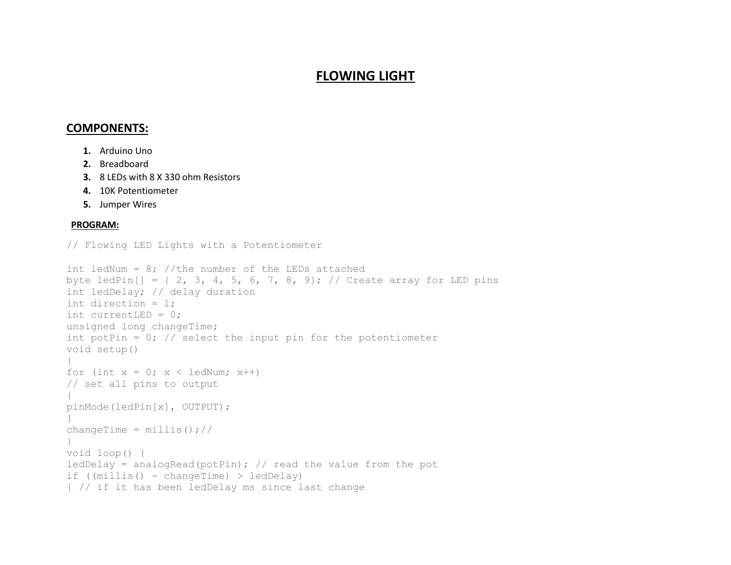# FLOWING LIGHT

## COMPONENTS:

1. Arduino Uno
2. Breadboard
3. 8 LEDs with 8 X 330 ohm Resistors
4. 10K Potentiometer
5. Jumper Wires

### PROGRAM:

```
// Flowing LED Lights with a Potentiometer

int ledNum = 8; //the number of the LEDs attached
byte ledPin[] = { 2, 3, 4, 5, 6, 7, 8, 9}; // Create array for LED pins
int ledDelay; // delay duration
int direction = 1;
int currentLED = 0;
unsigned long changeTime;
int potPin = 0; // select the input pin for the potentiometer
void setup()
{
for (int x = 0; x < ledNum; x++)
// set all pins to output
{
pinMode(ledPin[x], OUTPUT);
}
changeTime = millis();//
}
void loop() {
ledDelay = analogRead(potPin); // read the value from the pot
if ((millis() - changeTime) > ledDelay)
{ // if it has been ledDelay ms since last change
```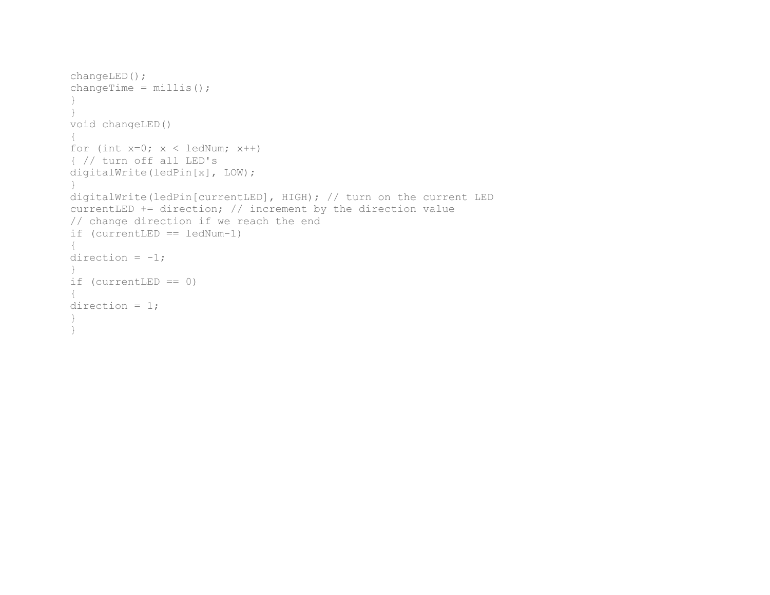```
changeLED();
changeTime = millis();
}
}
void changeLED()
{
for (int x=0; x < ledNum; x++)
{ // turn off all LED's
digitalWrite(ledPin[x], LOW);
}
digitalWrite(ledPin[currentLED], HIGH); // turn on the current LED
currentLED += direction; // increment by the direction value
// change direction if we reach the end
if (currentLED == ledNum-1)
{
direction = -1;
}
if (currentLED == 0)
{
direction = 1;
}
}
```